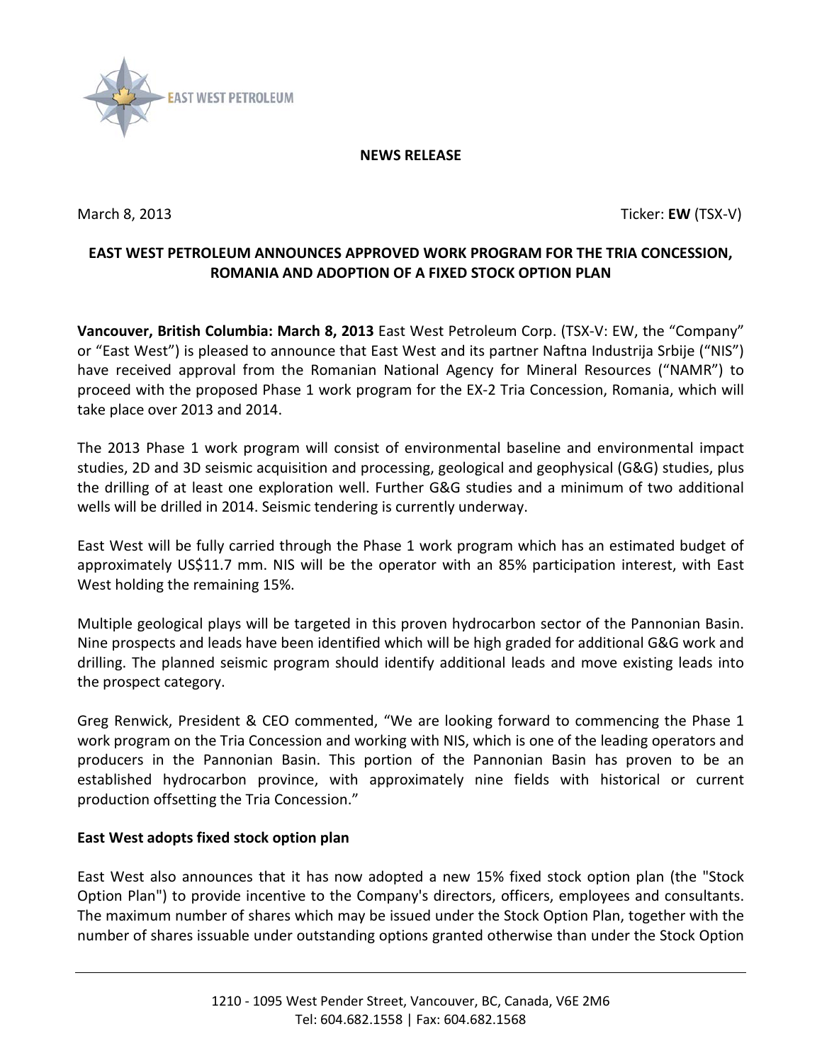EAST WEST PETROLEUM

**NEWS RELEASE**

March 8, 2013 Ticker: **EW** (TSX-V)

**EAST WEST PETROLEUM ANNOUNCES APPROVED WORK PROGRAM FOR THE TRIA CONCESSION, ROMANIA AND ADOPTION OF A FIXED STOCK OPTION PLAN**

**Vancouver, British Columbia: March 8, 2013** East West Petroleum Corp. (TSX-V: EW, the "Company" or "East West") is pleased to announce that East West and its partner Naftna Industrija Srbije ("NIS") have received approval from the Romanian National Agency for Mineral Resources ("NAMR") to proceed with the proposed Phase 1 work program for the EX-2 Tria Concession, Romania, which will take place over 2013 and 2014.

The 2013 Phase 1 work program will consist of environmental baseline and environmental impact studies, 2D and 3D seismic acquisition and processing, geological and geophysical (G&G) studies, plus the drilling of at least one exploration well. Further G&G studies and a minimum of two additional wells will be drilled in 2014. Seismic tendering is currently underway.

East West will be fully carried through the Phase 1 work program which has an estimated budget of approximately US$11.7 mm. NIS will be the operator with an 85% participation interest, with East West holding the remaining 15%.

Multiple geological plays will be targeted in this proven hydrocarbon sector of the Pannonian Basin. Nine prospects and leads have been identified which will be high graded for additional G&G work and drilling. The planned seismic program should identify additional leads and move existing leads into the prospect category.

Greg Renwick, President & CEO commented, "We are looking forward to commencing the Phase 1 work program on the Tria Concession and working with NIS, which is one of the leading operators and producers in the Pannonian Basin. This portion of the Pannonian Basin has proven to be an established hydrocarbon province, with approximately nine fields with historical or current production offsetting the Tria Concession."

**East West adopts fixed stock option plan**

East West also announces that it has now adopted a new 15% fixed stock option plan (the "Stock Option Plan") to provide incentive to the Company's directors, officers, employees and consultants. The maximum number of shares which may be issued under the Stock Option Plan, together with the number of shares issuable under outstanding options granted otherwise than under the Stock Option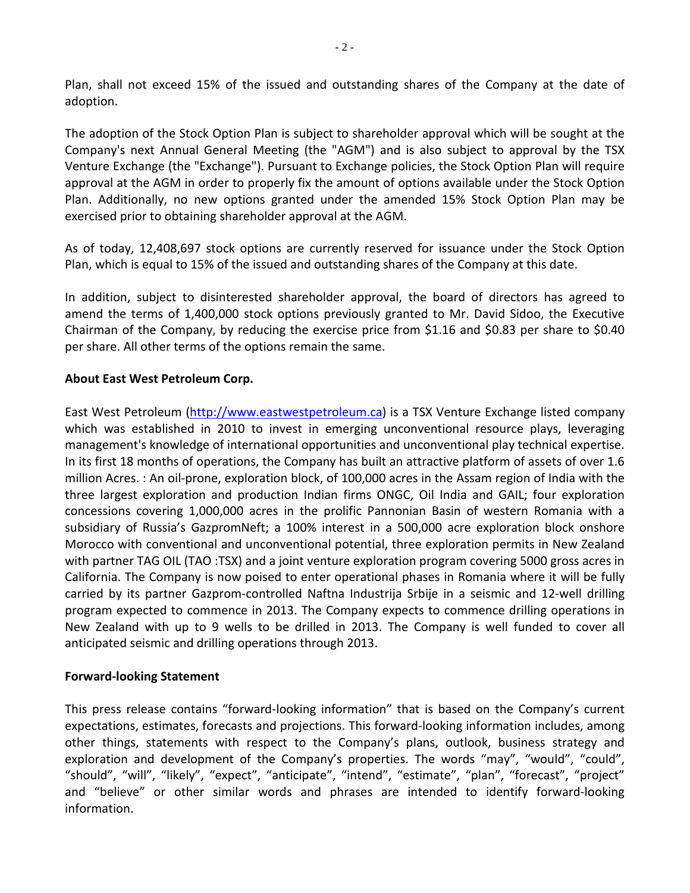Plan, shall not exceed 15% of the issued and outstanding shares of the Company at the date of adoption.

The adoption of the Stock Option Plan is subject to shareholder approval which will be sought at the Company's next Annual General Meeting (the "AGM") and is also subject to approval by the TSX Venture Exchange (the "Exchange"). Pursuant to Exchange policies, the Stock Option Plan will require approval at the AGM in order to properly fix the amount of options available under the Stock Option Plan. Additionally, no new options granted under the amended 15% Stock Option Plan may be exercised prior to obtaining shareholder approval at the AGM.

As of today, 12,408,697 stock options are currently reserved for issuance under the Stock Option Plan, which is equal to 15% of the issued and outstanding shares of the Company at this date.

In addition, subject to disinterested shareholder approval, the board of directors has agreed to amend the terms of 1,400,000 stock options previously granted to Mr. David Sidoo, the Executive Chairman of the Company, by reducing the exercise price from $1.16 and $0.83 per share to $0.40 per share. All other terms of the options remain the same.

**About East West Petroleum Corp.**

East West Petroleum ([http://www.eastwestpetroleum.ca](http://www.eastwestpetroleum.ca)) is a TSX Venture Exchange listed company which was established in 2010 to invest in emerging unconventional resource plays, leveraging management's knowledge of international opportunities and unconventional play technical expertise. In its first 18 months of operations, the Company has built an attractive platform of assets of over 1.6 million Acres. : An oil-prone, exploration block, of 100,000 acres in the Assam region of India with the three largest exploration and production Indian firms ONGC, Oil India and GAIL; four exploration concessions covering 1,000,000 acres in the prolific Pannonian Basin of western Romania with a subsidiary of Russia's GazpromNeft; a 100% interest in a 500,000 acre exploration block onshore Morocco with conventional and unconventional potential, three exploration permits in New Zealand with partner TAG OIL (TAO :TSX) and a joint venture exploration program covering 5000 gross acres in California. The Company is now poised to enter operational phases in Romania where it will be fully carried by its partner Gazprom-controlled Naftna Industrija Srbije in a seismic and 12-well drilling program expected to commence in 2013. The Company expects to commence drilling operations in New Zealand with up to 9 wells to be drilled in 2013. The Company is well funded to cover all anticipated seismic and drilling operations through 2013.

**Forward-looking Statement**

This press release contains "forward-looking information" that is based on the Company's current expectations, estimates, forecasts and projections. This forward-looking information includes, among other things, statements with respect to the Company's plans, outlook, business strategy and exploration and development of the Company's properties. The words "may", "would", "could", "should", "will", "likely", "expect", "anticipate", "intend", "estimate", "plan", "forecast", "project" and "believe" or other similar words and phrases are intended to identify forward-looking information.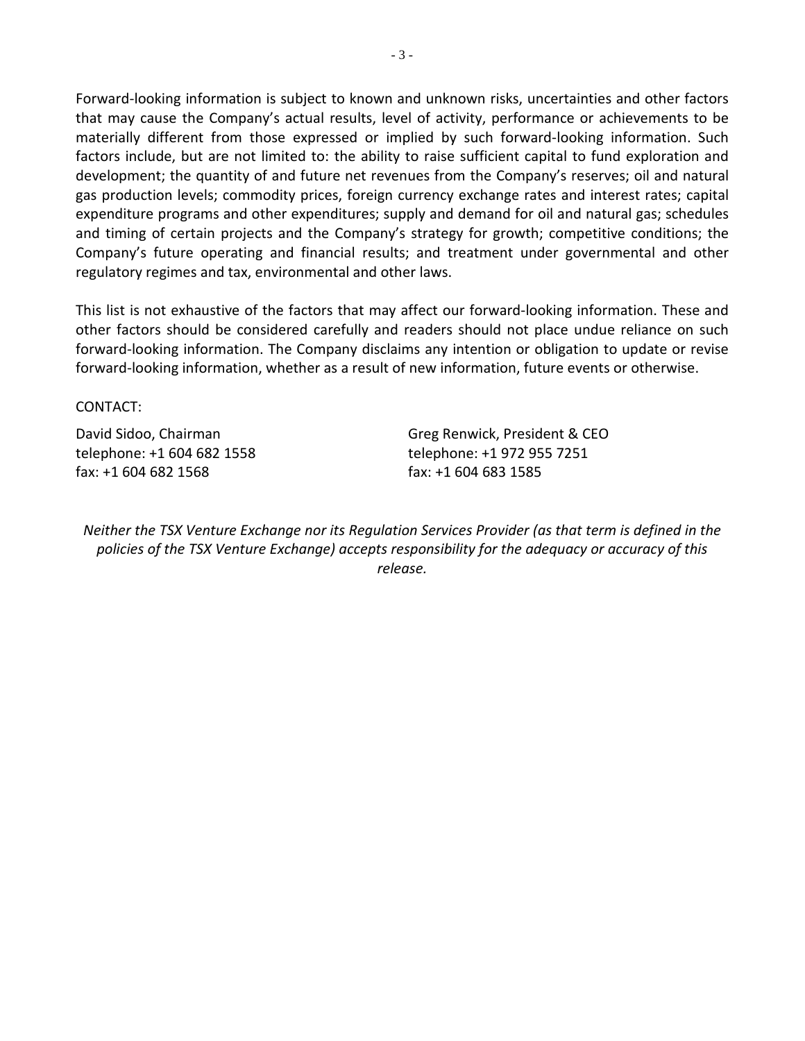Forward-looking information is subject to known and unknown risks, uncertainties and other factors that may cause the Company's actual results, level of activity, performance or achievements to be materially different from those expressed or implied by such forward-looking information. Such factors include, but are not limited to: the ability to raise sufficient capital to fund exploration and development; the quantity of and future net revenues from the Company's reserves; oil and natural gas production levels; commodity prices, foreign currency exchange rates and interest rates; capital expenditure programs and other expenditures; supply and demand for oil and natural gas; schedules and timing of certain projects and the Company's strategy for growth; competitive conditions; the Company's future operating and financial results; and treatment under governmental and other regulatory regimes and tax, environmental and other laws.

This list is not exhaustive of the factors that may affect our forward-looking information. These and other factors should be considered carefully and readers should not place undue reliance on such forward-looking information. The Company disclaims any intention or obligation to update or revise forward-looking information, whether as a result of new information, future events or otherwise.

CONTACT:

David Sidoo, Chairman
telephone: +1 604 682 1558
fax: +1 604 682 1568

Greg Renwick, President & CEO
telephone: +1 972 955 7251
fax: +1 604 683 1585

*Neither the TSX Venture Exchange nor its Regulation Services Provider (as that term is defined in the policies of the TSX Venture Exchange) accepts responsibility for the adequacy or accuracy of this release.*